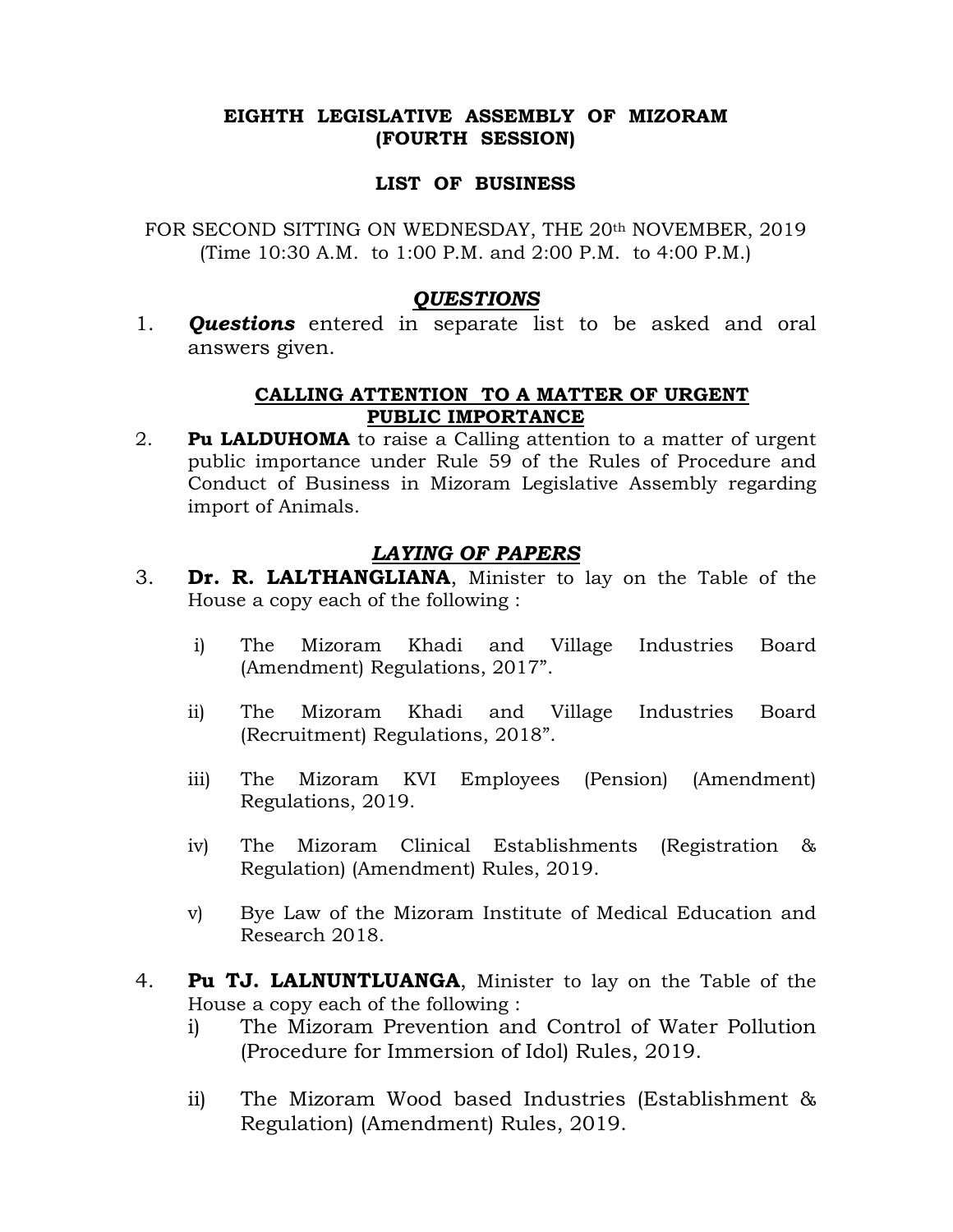**EIGHTH LEGISLATIVE ASSEMBLY OF MIZORAM**
**(FOURTH SESSION)**

**LIST OF BUSINESS**

FOR SECOND SITTING ON WEDNESDAY, THE 20th NOVEMBER, 2019
(Time 10:30 A.M. to 1:00 P.M. and 2:00 P.M. to 4:00 P.M.)

## ***QUESTIONS***

1. ***Questions*** entered in separate list to be asked and oral answers given.

## **CALLING ATTENTION TO A MATTER OF URGENT PUBLIC IMPORTANCE**

2. **Pu LALDUHOMA** to raise a Calling attention to a matter of urgent public importance under Rule 59 of the Rules of Procedure and Conduct of Business in Mizoram Legislative Assembly regarding import of Animals.

## ***LAYING OF PAPERS***

3. **Dr. R. LALTHANGLIANA**, Minister to lay on the Table of the House a copy each of the following :

    i) The Mizoram Khadi and Village Industries Board (Amendment) Regulations, 2017".

    ii) The Mizoram Khadi and Village Industries Board (Recruitment) Regulations, 2018".

    iii) The Mizoram KVI Employees (Pension) (Amendment) Regulations, 2019.

    iv) The Mizoram Clinical Establishments (Registration & Regulation) (Amendment) Rules, 2019.

    v) Bye Law of the Mizoram Institute of Medical Education and Research 2018.

4. **Pu TJ. LALNUNTLUANGA**, Minister to lay on the Table of the House a copy each of the following :

    i) The Mizoram Prevention and Control of Water Pollution (Procedure for Immersion of Idol) Rules, 2019.

    ii) The Mizoram Wood based Industries (Establishment & Regulation) (Amendment) Rules, 2019.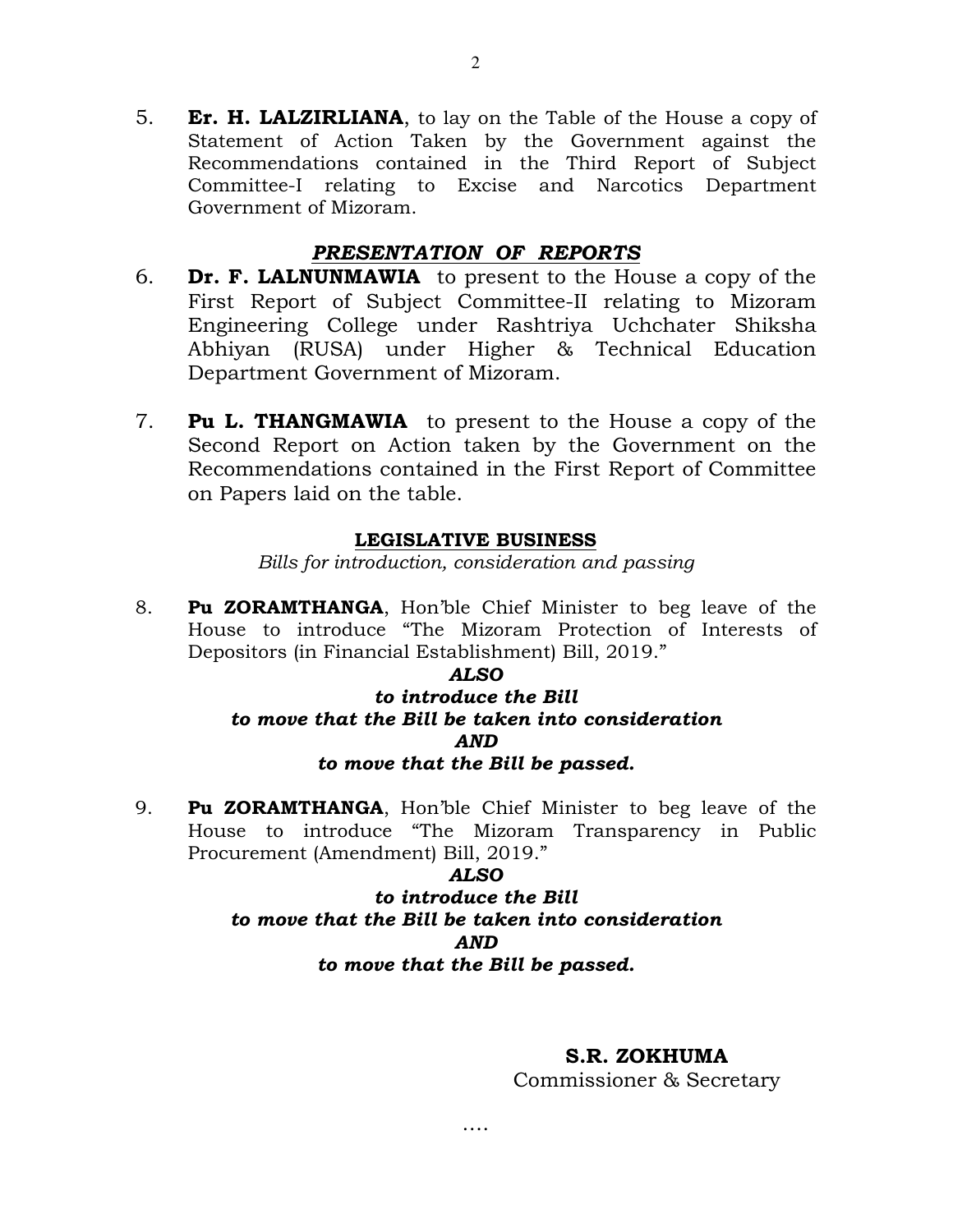5. **Er. H. LALZIRLIANA**, to lay on the Table of the House a copy of Statement of Action Taken by the Government against the Recommendations contained in the Third Report of Subject Committee-I relating to Excise and Narcotics Department Government of Mizoram.

## ***PRESENTATION OF REPORTS***

6. **Dr. F. LALNUNMAWIA** to present to the House a copy of the First Report of Subject Committee-II relating to Mizoram Engineering College under Rashtriya Uchchater Shiksha Abhiyan (RUSA) under Higher & Technical Education Department Government of Mizoram.

7. **Pu L. THANGMAWIA** to present to the House a copy of the Second Report on Action taken by the Government on the Recommendations contained in the First Report of Committee on Papers laid on the table.

## **LEGISLATIVE BUSINESS**

*Bills for introduction, consideration and passing*

8. **Pu ZORAMTHANGA**, Hon'ble Chief Minister to beg leave of the House to introduce "The Mizoram Protection of Interests of Depositors (in Financial Establishment) Bill, 2019."

***ALSO***
***to introduce the Bill***
***to move that the Bill be taken into consideration***
***AND***
***to move that the Bill be passed.***

9. **Pu ZORAMTHANGA**, Hon'ble Chief Minister to beg leave of the House to introduce "The Mizoram Transparency in Public Procurement (Amendment) Bill, 2019."

***ALSO***
***to introduce the Bill***
***to move that the Bill be taken into consideration***
***AND***
***to move that the Bill be passed.***

**S.R. ZOKHUMA**
Commissioner & Secretary

....